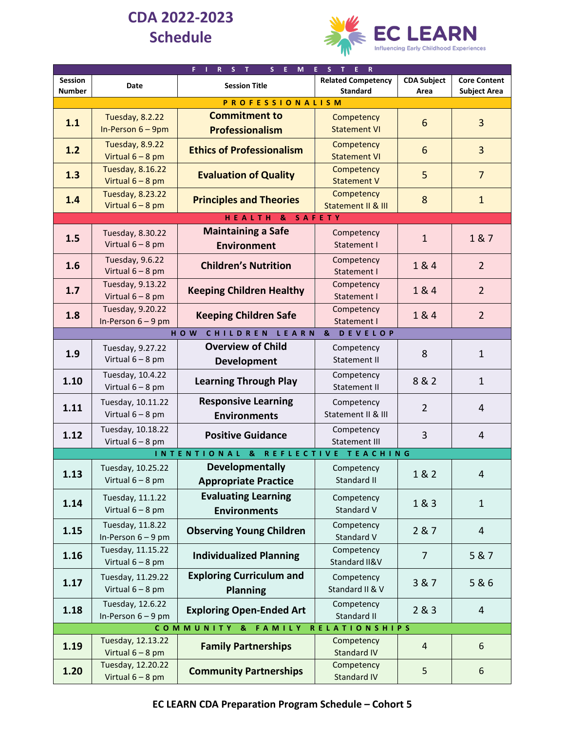# CDA 2022-2023 Schedule

EC LEARN
Influencing Early Childhood Experiences

| Session Number | Date | Session Title | Related Competency Standard | CDA Subject Area | Core Content Subject Area |
|---|---|---|---|---|---|
| **FIRST SEMESTER** | | | | | |
| **PROFESSIONALISM** | | | | | |
| **1.1** | Tuesday, 8.2.22 In-Person 6 – 9pm | **Commitment to Professionalism** | Competency Statement VI | 6 | 3 |
| **1.2** | Tuesday, 8.9.22 Virtual 6 – 8 pm | **Ethics of Professionalism** | Competency Statement VI | 6 | 3 |
| **1.3** | Tuesday, 8.16.22 Virtual 6 – 8 pm | **Evaluation of Quality** | Competency Statement V | 5 | 7 |
| **1.4** | Tuesday, 8.23.22 Virtual 6 – 8 pm | **Principles and Theories** | Competency Statement II & III | 8 | 1 |
| **HEALTH & SAFETY** | | | | | |
| **1.5** | Tuesday, 8.30.22 Virtual 6 – 8 pm | **Maintaining a Safe Environment** | Competency Statement I | 1 | 1 & 7 |
| **1.6** | Tuesday, 9.6.22 Virtual 6 – 8 pm | **Children's Nutrition** | Competency Statement I | 1 & 4 | 2 |
| **1.7** | Tuesday, 9.13.22 Virtual 6 – 8 pm | **Keeping Children Healthy** | Competency Statement I | 1 & 4 | 2 |
| **1.8** | Tuesday, 9.20.22 In-Person 6 – 9 pm | **Keeping Children Safe** | Competency Statement I | 1 & 4 | 2 |
| **HOW CHILDREN LEARN & DEVELOP** | | | | | |
| **1.9** | Tuesday, 9.27.22 Virtual 6 – 8 pm | **Overview of Child Development** | Competency Statement II | 8 | 1 |
| **1.10** | Tuesday, 10.4.22 Virtual 6 – 8 pm | **Learning Through Play** | Competency Statement II | 8 & 2 | 1 |
| **1.11** | Tuesday, 10.11.22 Virtual 6 – 8 pm | **Responsive Learning Environments** | Competency Statement II & III | 2 | 4 |
| **1.12** | Tuesday, 10.18.22 Virtual 6 – 8 pm | **Positive Guidance** | Competency Statement III | 3 | 4 |
| **INTENTIONAL & REFLECTIVE TEACHING** | | | | | |
| **1.13** | Tuesday, 10.25.22 Virtual 6 – 8 pm | **Developmentally Appropriate Practice** | Competency Standard II | 1 & 2 | 4 |
| **1.14** | Tuesday, 11.1.22 Virtual 6 – 8 pm | **Evaluating Learning Environments** | Competency Standard V | 1 & 3 | 1 |
| **1.15** | Tuesday, 11.8.22 In-Person 6 – 9 pm | **Observing Young Children** | Competency Standard V | 2 & 7 | 4 |
| **1.16** | Tuesday, 11.15.22 Virtual 6 – 8 pm | **Individualized Planning** | Competency Standard II&V | 7 | 5 & 7 |
| **1.17** | Tuesday, 11.29.22 Virtual 6 – 8 pm | **Exploring Curriculum and Planning** | Competency Standard II & V | 3 & 7 | 5 & 6 |
| **1.18** | Tuesday, 12.6.22 In-Person 6 – 9 pm | **Exploring Open-Ended Art** | Competency Standard II | 2 & 3 | 4 |
| **COMMUNITY & FAMILY RELATIONSHIPS** | | | | | |
| **1.19** | Tuesday, 12.13.22 Virtual 6 – 8 pm | **Family Partnerships** | Competency Standard IV | 4 | 6 |
| **1.20** | Tuesday, 12.20.22 Virtual 6 – 8 pm | **Community Partnerships** | Competency Standard IV | 5 | 6 |

**EC LEARN CDA Preparation Program Schedule – Cohort 5**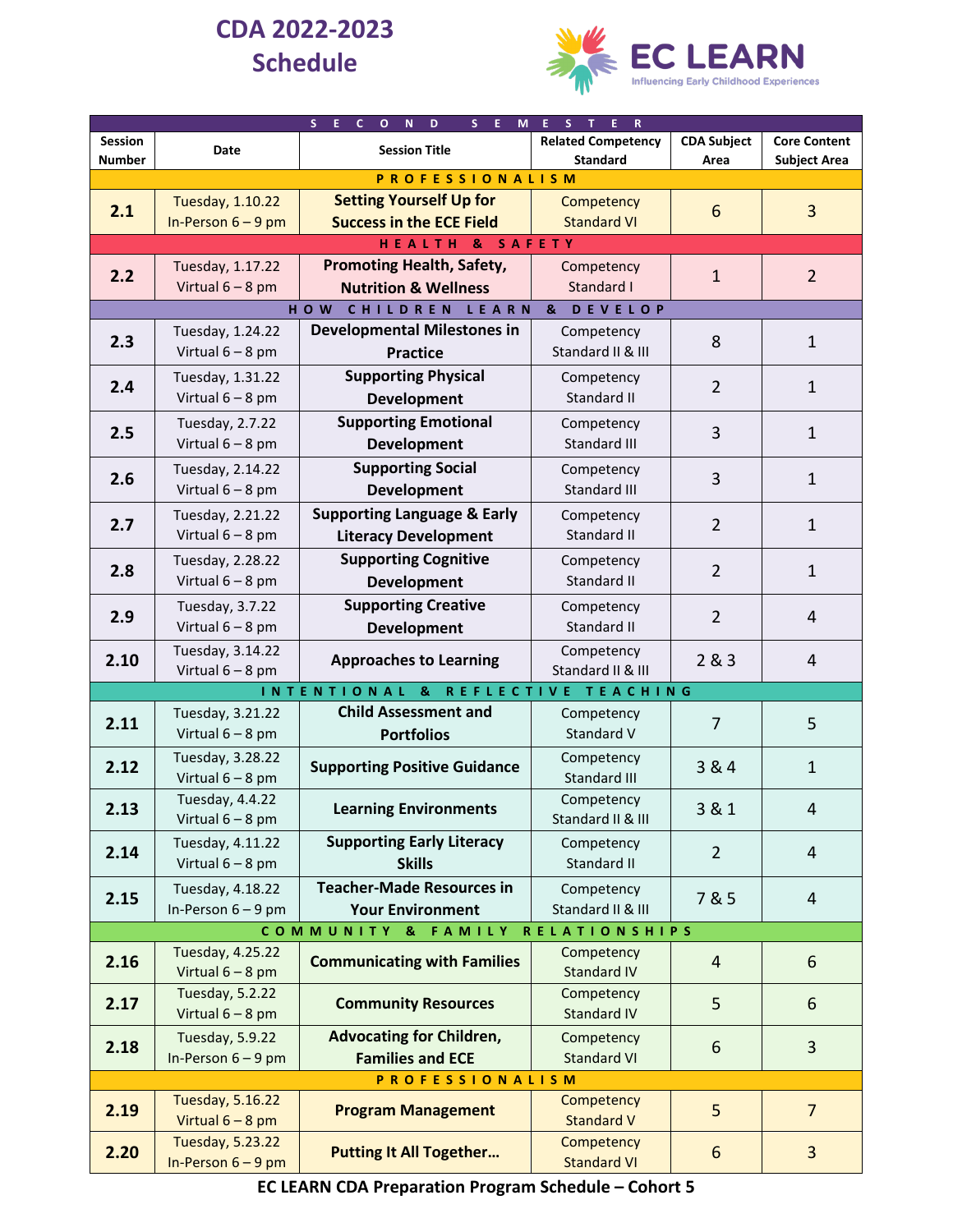# CDA 2022-2023 Schedule

EC LEARN
Influencing Early Childhood Experiences

| Session Number | Date | Session Title | Related Competency Standard | CDA Subject Area | Core Content Subject Area |
|---|---|---|---|---|---|
| **SECOND SEMESTER** | | | | | |
| **PROFESSIONALISM** | | | | | |
| **2.1** | Tuesday, 1.10.22 In-Person 6 – 9 pm | **Setting Yourself Up for Success in the ECE Field** | Competency Standard VI | 6 | 3 |
| **HEALTH & SAFETY** | | | | | |
| **2.2** | Tuesday, 1.17.22 Virtual 6 – 8 pm | **Promoting Health, Safety, Nutrition & Wellness** | Competency Standard I | 1 | 2 |
| **HOW CHILDREN LEARN & DEVELOP** | | | | | |
| **2.3** | Tuesday, 1.24.22 Virtual 6 – 8 pm | **Developmental Milestones in Practice** | Competency Standard II & III | 8 | 1 |
| **2.4** | Tuesday, 1.31.22 Virtual 6 – 8 pm | **Supporting Physical Development** | Competency Standard II | 2 | 1 |
| **2.5** | Tuesday, 2.7.22 Virtual 6 – 8 pm | **Supporting Emotional Development** | Competency Standard III | 3 | 1 |
| **2.6** | Tuesday, 2.14.22 Virtual 6 – 8 pm | **Supporting Social Development** | Competency Standard III | 3 | 1 |
| **2.7** | Tuesday, 2.21.22 Virtual 6 – 8 pm | **Supporting Language & Early Literacy Development** | Competency Standard II | 2 | 1 |
| **2.8** | Tuesday, 2.28.22 Virtual 6 – 8 pm | **Supporting Cognitive Development** | Competency Standard II | 2 | 1 |
| **2.9** | Tuesday, 3.7.22 Virtual 6 – 8 pm | **Supporting Creative Development** | Competency Standard II | 2 | 4 |
| **2.10** | Tuesday, 3.14.22 Virtual 6 – 8 pm | **Approaches to Learning** | Competency Standard II & III | 2 & 3 | 4 |
| **INTENTIONAL & REFLECTIVE TEACHING** | | | | | |
| **2.11** | Tuesday, 3.21.22 Virtual 6 – 8 pm | **Child Assessment and Portfolios** | Competency Standard V | 7 | 5 |
| **2.12** | Tuesday, 3.28.22 Virtual 6 – 8 pm | **Supporting Positive Guidance** | Competency Standard III | 3 & 4 | 1 |
| **2.13** | Tuesday, 4.4.22 Virtual 6 – 8 pm | **Learning Environments** | Competency Standard II & III | 3 & 1 | 4 |
| **2.14** | Tuesday, 4.11.22 Virtual 6 – 8 pm | **Supporting Early Literacy Skills** | Competency Standard II | 2 | 4 |
| **2.15** | Tuesday, 4.18.22 In-Person 6 – 9 pm | **Teacher-Made Resources in Your Environment** | Competency Standard II & III | 7 & 5 | 4 |
| **COMMUNITY & FAMILY RELATIONSHIPS** | | | | | |
| **2.16** | Tuesday, 4.25.22 Virtual 6 – 8 pm | **Communicating with Families** | Competency Standard IV | 4 | 6 |
| **2.17** | Tuesday, 5.2.22 Virtual 6 – 8 pm | **Community Resources** | Competency Standard IV | 5 | 6 |
| **2.18** | Tuesday, 5.9.22 In-Person 6 – 9 pm | **Advocating for Children, Families and ECE** | Competency Standard VI | 6 | 3 |
| **PROFESSIONALISM** | | | | | |
| **2.19** | Tuesday, 5.16.22 Virtual 6 – 8 pm | **Program Management** | Competency Standard V | 5 | 7 |
| **2.20** | Tuesday, 5.23.22 In-Person 6 – 9 pm | **Putting It All Together…** | Competency Standard VI | 6 | 3 |

**EC LEARN CDA Preparation Program Schedule – Cohort 5**